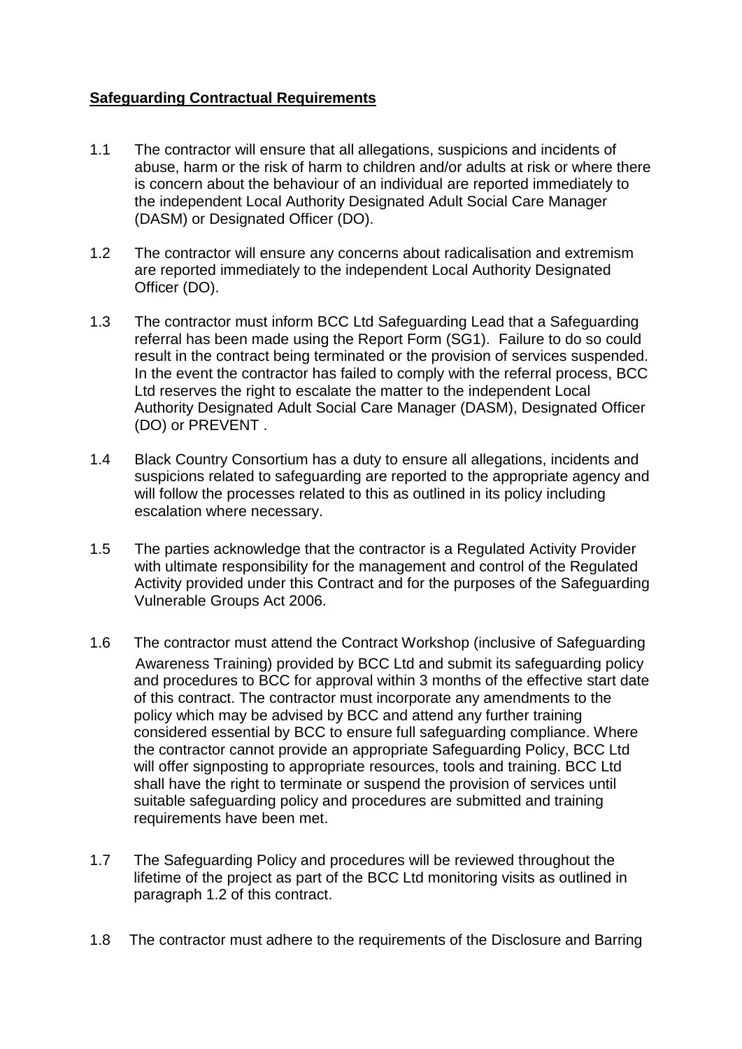**Safeguarding Contractual Requirements**

1.1 The contractor will ensure that all allegations, suspicions and incidents of abuse, harm or the risk of harm to children and/or adults at risk or where there is concern about the behaviour of an individual are reported immediately to the independent Local Authority Designated Adult Social Care Manager (DASM) or Designated Officer (DO).

1.2 The contractor will ensure any concerns about radicalisation and extremism are reported immediately to the independent Local Authority Designated Officer (DO).

1.3 The contractor must inform BCC Ltd Safeguarding Lead that a Safeguarding referral has been made using the Report Form (SG1). Failure to do so could result in the contract being terminated or the provision of services suspended. In the event the contractor has failed to comply with the referral process, BCC Ltd reserves the right to escalate the matter to the independent Local Authority Designated Adult Social Care Manager (DASM), Designated Officer (DO) or PREVENT .

1.4 Black Country Consortium has a duty to ensure all allegations, incidents and suspicions related to safeguarding are reported to the appropriate agency and will follow the processes related to this as outlined in its policy including escalation where necessary.

1.5 The parties acknowledge that the contractor is a Regulated Activity Provider with ultimate responsibility for the management and control of the Regulated Activity provided under this Contract and for the purposes of the Safeguarding Vulnerable Groups Act 2006.

1.6 The contractor must attend the Contract Workshop (inclusive of Safeguarding Awareness Training) provided by BCC Ltd and submit its safeguarding policy and procedures to BCC for approval within 3 months of the effective start date of this contract. The contractor must incorporate any amendments to the policy which may be advised by BCC and attend any further training considered essential by BCC to ensure full safeguarding compliance. Where the contractor cannot provide an appropriate Safeguarding Policy, BCC Ltd will offer signposting to appropriate resources, tools and training. BCC Ltd shall have the right to terminate or suspend the provision of services until suitable safeguarding policy and procedures are submitted and training requirements have been met.

1.7 The Safeguarding Policy and procedures will be reviewed throughout the lifetime of the project as part of the BCC Ltd monitoring visits as outlined in paragraph 1.2 of this contract.

1.8 The contractor must adhere to the requirements of the Disclosure and Barring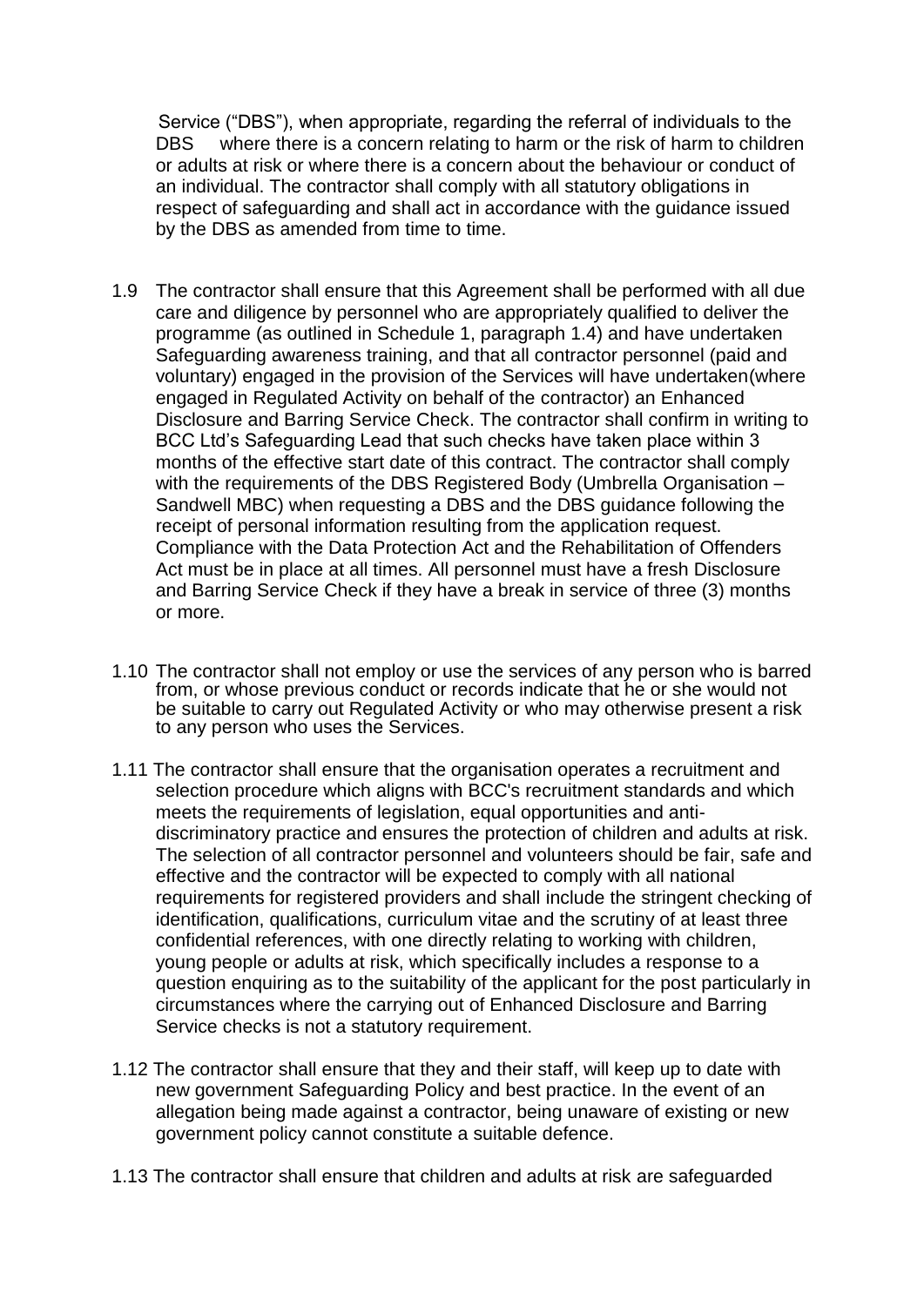Service ("DBS"), when appropriate, regarding the referral of individuals to the DBS where there is a concern relating to harm or the risk of harm to children or adults at risk or where there is a concern about the behaviour or conduct of an individual. The contractor shall comply with all statutory obligations in respect of safeguarding and shall act in accordance with the guidance issued by the DBS as amended from time to time.

1.9 The contractor shall ensure that this Agreement shall be performed with all due care and diligence by personnel who are appropriately qualified to deliver the programme (as outlined in Schedule 1, paragraph 1.4) and have undertaken Safeguarding awareness training, and that all contractor personnel (paid and voluntary) engaged in the provision of the Services will have undertaken(where engaged in Regulated Activity on behalf of the contractor) an Enhanced Disclosure and Barring Service Check. The contractor shall confirm in writing to BCC Ltd's Safeguarding Lead that such checks have taken place within 3 months of the effective start date of this contract. The contractor shall comply with the requirements of the DBS Registered Body (Umbrella Organisation – Sandwell MBC) when requesting a DBS and the DBS guidance following the receipt of personal information resulting from the application request. Compliance with the Data Protection Act and the Rehabilitation of Offenders Act must be in place at all times. All personnel must have a fresh Disclosure and Barring Service Check if they have a break in service of three (3) months or more.

1.10 The contractor shall not employ or use the services of any person who is barred from, or whose previous conduct or records indicate that he or she would not be suitable to carry out Regulated Activity or who may otherwise present a risk to any person who uses the Services.

1.11 The contractor shall ensure that the organisation operates a recruitment and selection procedure which aligns with BCC's recruitment standards and which meets the requirements of legislation, equal opportunities and anti-discriminatory practice and ensures the protection of children and adults at risk. The selection of all contractor personnel and volunteers should be fair, safe and effective and the contractor will be expected to comply with all national requirements for registered providers and shall include the stringent checking of identification, qualifications, curriculum vitae and the scrutiny of at least three confidential references, with one directly relating to working with children, young people or adults at risk, which specifically includes a response to a question enquiring as to the suitability of the applicant for the post particularly in circumstances where the carrying out of Enhanced Disclosure and Barring Service checks is not a statutory requirement.

1.12 The contractor shall ensure that they and their staff, will keep up to date with new government Safeguarding Policy and best practice. In the event of an allegation being made against a contractor, being unaware of existing or new government policy cannot constitute a suitable defence.

1.13 The contractor shall ensure that children and adults at risk are safeguarded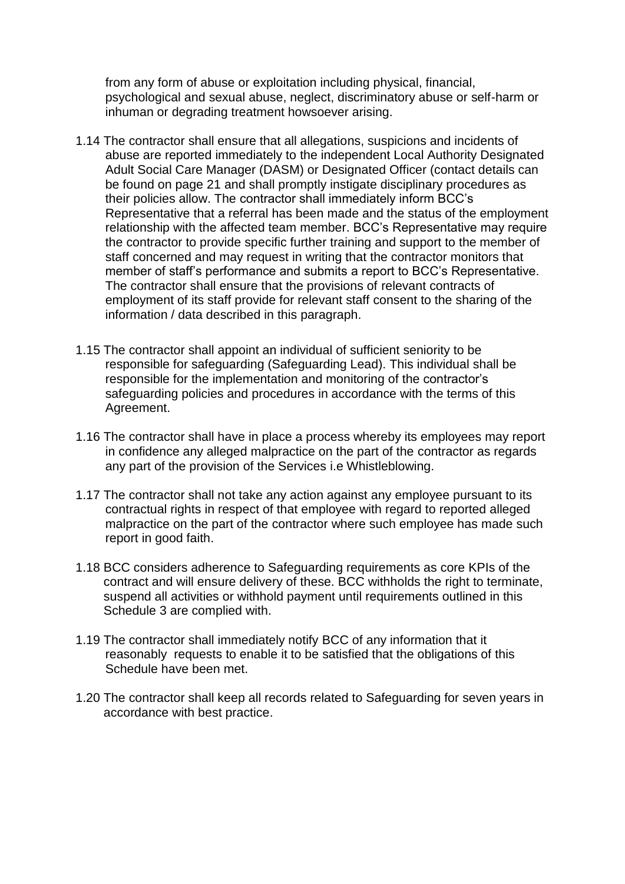from any form of abuse or exploitation including physical, financial, psychological and sexual abuse, neglect, discriminatory abuse or self-harm or inhuman or degrading treatment howsoever arising.

1.14 The contractor shall ensure that all allegations, suspicions and incidents of abuse are reported immediately to the independent Local Authority Designated Adult Social Care Manager (DASM) or Designated Officer (contact details can be found on page 21 and shall promptly instigate disciplinary procedures as their policies allow. The contractor shall immediately inform BCC's Representative that a referral has been made and the status of the employment relationship with the affected team member. BCC's Representative may require the contractor to provide specific further training and support to the member of staff concerned and may request in writing that the contractor monitors that member of staff's performance and submits a report to BCC's Representative. The contractor shall ensure that the provisions of relevant contracts of employment of its staff provide for relevant staff consent to the sharing of the information / data described in this paragraph.

1.15 The contractor shall appoint an individual of sufficient seniority to be responsible for safeguarding (Safeguarding Lead). This individual shall be responsible for the implementation and monitoring of the contractor's safeguarding policies and procedures in accordance with the terms of this Agreement.

1.16 The contractor shall have in place a process whereby its employees may report in confidence any alleged malpractice on the part of the contractor as regards any part of the provision of the Services i.e Whistleblowing.

1.17 The contractor shall not take any action against any employee pursuant to its contractual rights in respect of that employee with regard to reported alleged malpractice on the part of the contractor where such employee has made such report in good faith.

1.18 BCC considers adherence to Safeguarding requirements as core KPIs of the contract and will ensure delivery of these. BCC withholds the right to terminate, suspend all activities or withhold payment until requirements outlined in this Schedule 3 are complied with.

1.19 The contractor shall immediately notify BCC of any information that it reasonably requests to enable it to be satisfied that the obligations of this Schedule have been met.

1.20 The contractor shall keep all records related to Safeguarding for seven years in accordance with best practice.